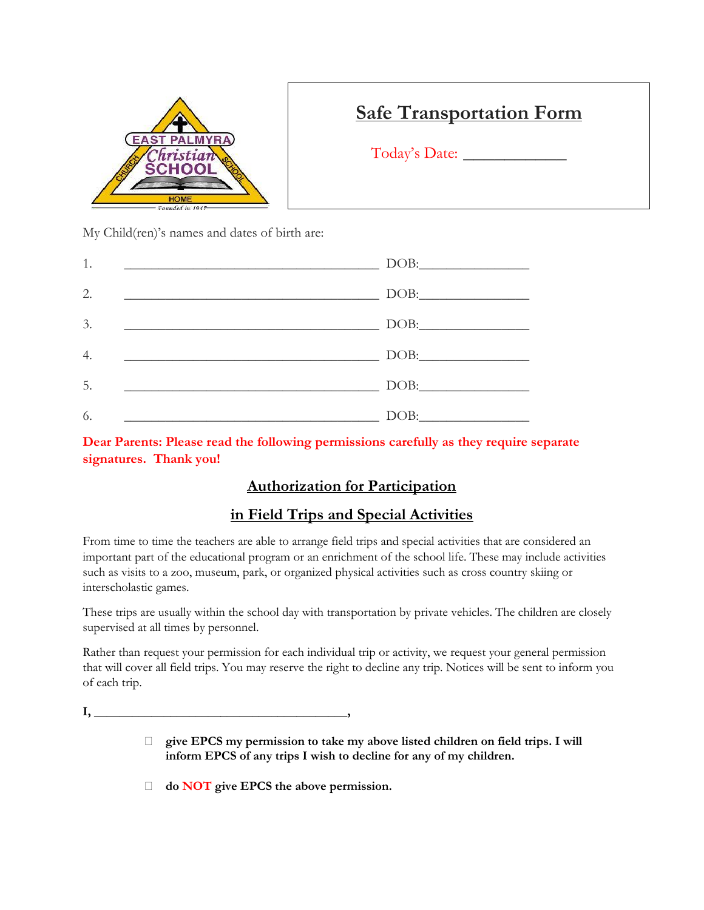EAST PALMYRA Christian SCHOOL — CHURCH · SCHOOL · HOME — Founded in 1947

# Safe Transportation Form

Today's Date: ____________

My Child(ren)'s names and dates of birth are:

1. ______________________________________ DOB:________________
2. ______________________________________ DOB:________________
3. ______________________________________ DOB:________________
4. ______________________________________ DOB:________________
5. ______________________________________ DOB:________________
6. ______________________________________ DOB:________________

**Dear Parents: Please read the following permissions carefully as they require separate signatures. Thank you!**

## Authorization for Participation in Field Trips and Special Activities

From time to time the teachers are able to arrange field trips and special activities that are considered an important part of the educational program or an enrichment of the school life. These may include activities such as visits to a zoo, museum, park, or organized physical activities such as cross country skiing or interscholastic games.

These trips are usually within the school day with transportation by private vehicles. The children are closely supervised at all times by personnel.

Rather than request your permission for each individual trip or activity, we request your general permission that will cover all field trips. You may reserve the right to decline any trip. Notices will be sent to inform you of each trip.

**I, ______________________________________,**

- ☐ **give EPCS my permission to take my above listed children on field trips. I will inform EPCS of any trips I wish to decline for any of my children.**
- ☐ **do NOT give EPCS the above permission.**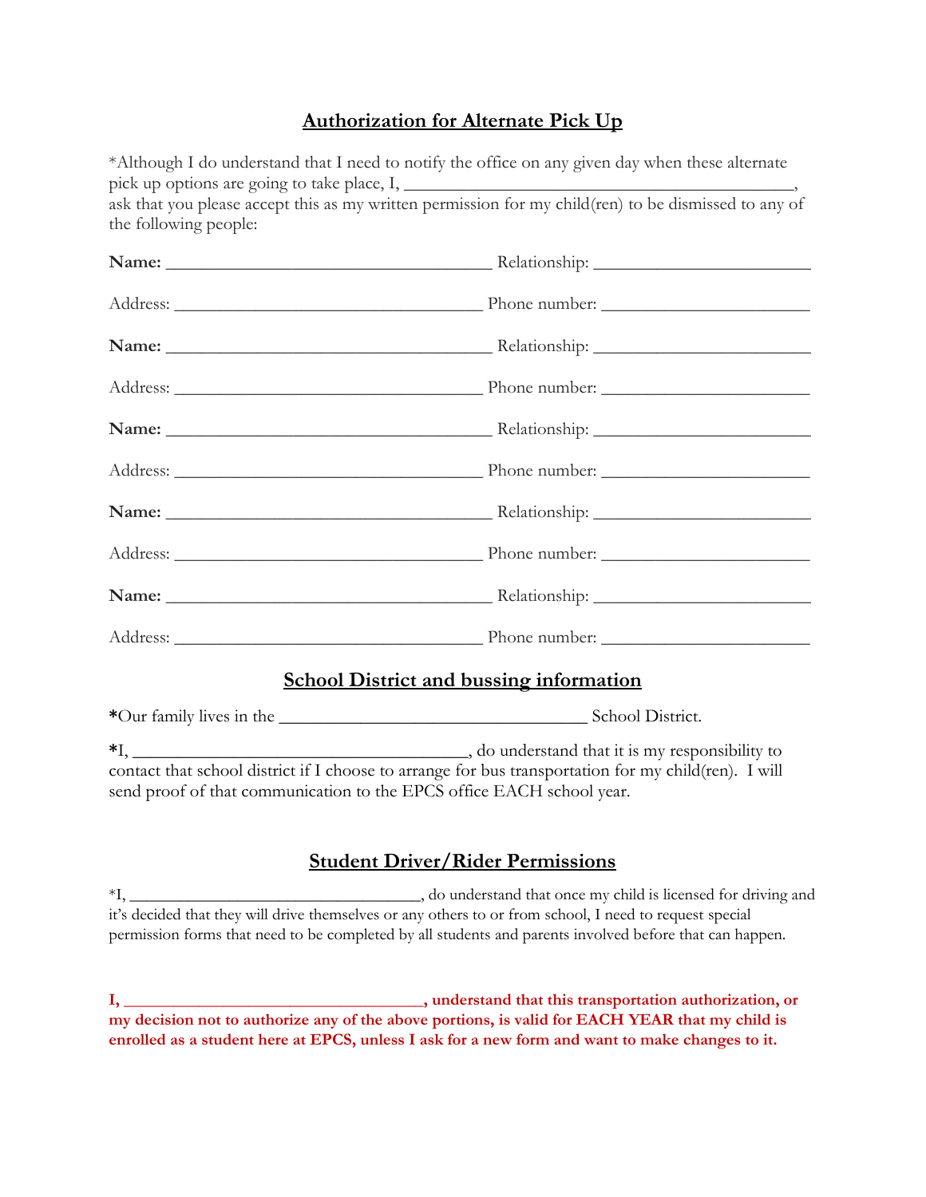## Authorization for Alternate Pick Up

*Although I do understand that I need to notify the office on any given day when these alternate pick up options are going to take place, I, ____________________________________________, ask that you please accept this as my written permission for my child(ren) to be dismissed to any of the following people:

**Name:** _____________________________________ Relationship: ________________________

Address: ___________________________________ Phone number: ______________________

**Name:** _____________________________________ Relationship: ________________________

Address: ___________________________________ Phone number: ______________________

**Name:** _____________________________________ Relationship: ________________________

Address: ___________________________________ Phone number: ______________________

**Name:** _____________________________________ Relationship: ________________________

Address: ___________________________________ Phone number: ______________________

**Name:** _____________________________________ Relationship: ________________________

Address: ___________________________________ Phone number: ______________________

## School District and bussing information

***Our** family lives in the ___________________________________ School District.

***I**, ____________________________________, do understand that it is my responsibility to contact that school district if I choose to arrange for bus transportation for my child(ren). I will send proof of that communication to the EPCS office EACH school year.

## Student Driver/Rider Permissions

*I, _________________________________, do understand that once my child is licensed for driving and it's decided that they will drive themselves or any others to or from school, I need to request special permission forms that need to be completed by all students and parents involved before that can happen.

**I, __________________________________, understand that this transportation authorization, or my decision not to authorize any of the above portions, is valid for EACH YEAR that my child is enrolled as a student here at EPCS, unless I ask for a new form and want to make changes to it.**